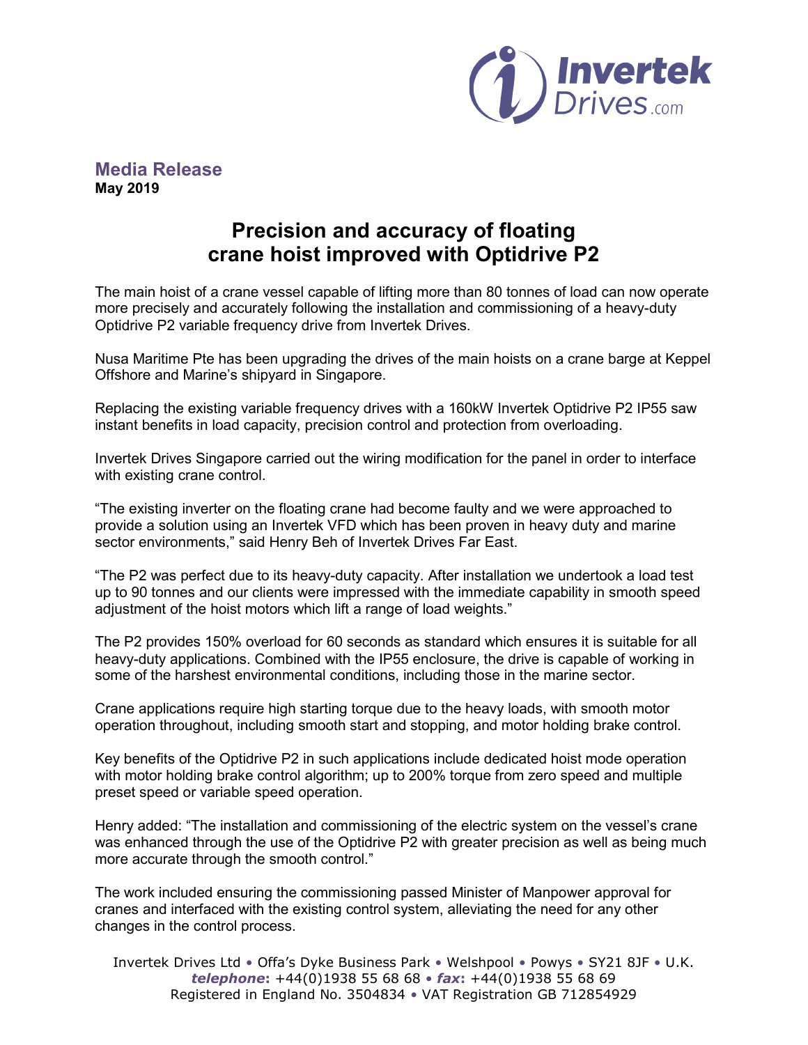**Media Release**
**May 2019**

# Precision and accuracy of floating crane hoist improved with Optidrive P2

The main hoist of a crane vessel capable of lifting more than 80 tonnes of load can now operate more precisely and accurately following the installation and commissioning of a heavy-duty Optidrive P2 variable frequency drive from Invertek Drives.

Nusa Maritime Pte has been upgrading the drives of the main hoists on a crane barge at Keppel Offshore and Marine's shipyard in Singapore.

Replacing the existing variable frequency drives with a 160kW Invertek Optidrive P2 IP55 saw instant benefits in load capacity, precision control and protection from overloading.

Invertek Drives Singapore carried out the wiring modification for the panel in order to interface with existing crane control.

"The existing inverter on the floating crane had become faulty and we were approached to provide a solution using an Invertek VFD which has been proven in heavy duty and marine sector environments," said Henry Beh of Invertek Drives Far East.

"The P2 was perfect due to its heavy-duty capacity. After installation we undertook a load test up to 90 tonnes and our clients were impressed with the immediate capability in smooth speed adjustment of the hoist motors which lift a range of load weights."

The P2 provides 150% overload for 60 seconds as standard which ensures it is suitable for all heavy-duty applications. Combined with the IP55 enclosure, the drive is capable of working in some of the harshest environmental conditions, including those in the marine sector.

Crane applications require high starting torque due to the heavy loads, with smooth motor operation throughout, including smooth start and stopping, and motor holding brake control.

Key benefits of the Optidrive P2 in such applications include dedicated hoist mode operation with motor holding brake control algorithm; up to 200% torque from zero speed and multiple preset speed or variable speed operation.

Henry added: "The installation and commissioning of the electric system on the vessel's crane was enhanced through the use of the Optidrive P2 with greater precision as well as being much more accurate through the smooth control."

The work included ensuring the commissioning passed Minister of Manpower approval for cranes and interfaced with the existing control system, alleviating the need for any other changes in the control process.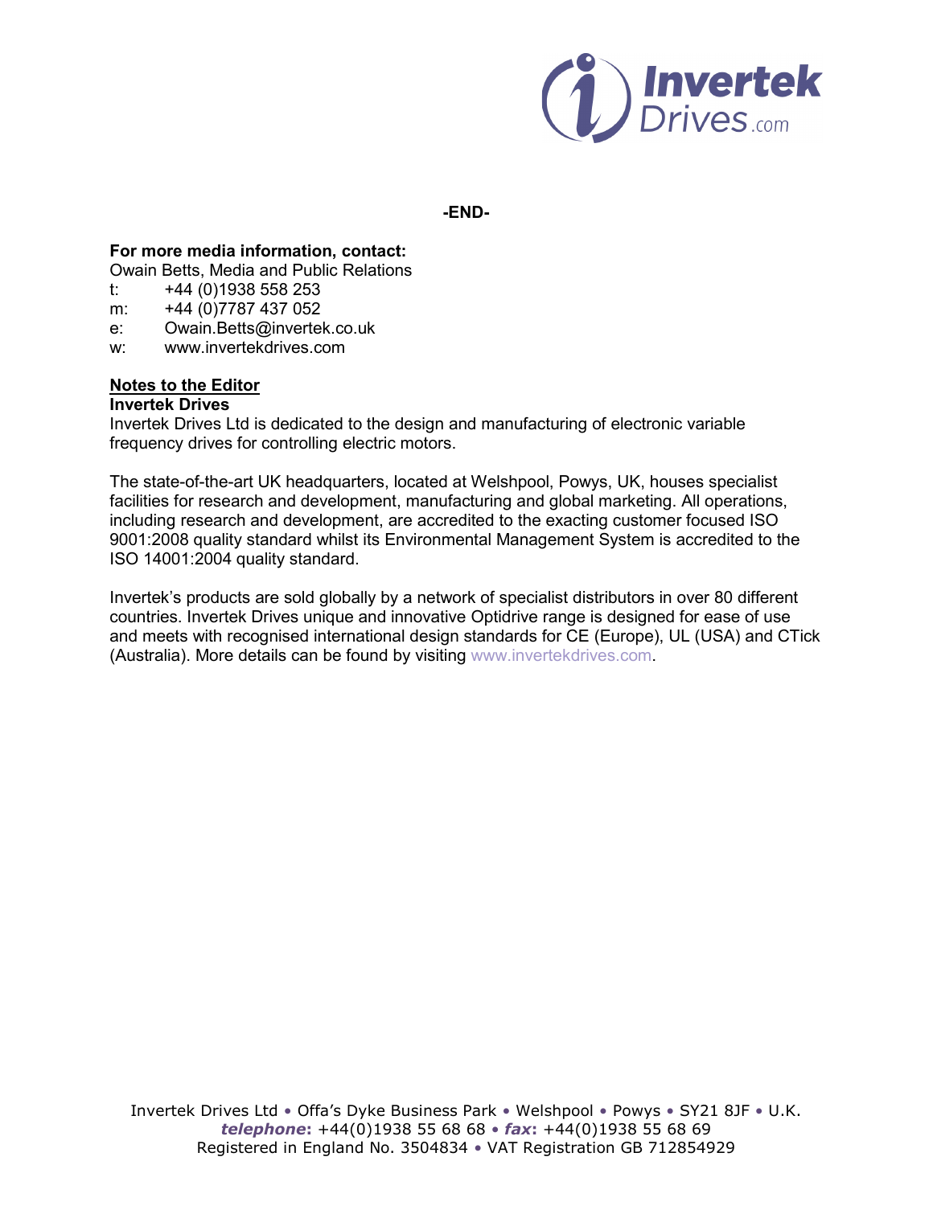-END-

**For more media information, contact:**
Owain Betts, Media and Public Relations
t: +44 (0)1938 558 253
m: +44 (0)7787 437 052
e: Owain.Betts@invertek.co.uk
w: www.invertekdrives.com

**Notes to the Editor**
**Invertek Drives**
Invertek Drives Ltd is dedicated to the design and manufacturing of electronic variable frequency drives for controlling electric motors.

The state-of-the-art UK headquarters, located at Welshpool, Powys, UK, houses specialist facilities for research and development, manufacturing and global marketing. All operations, including research and development, are accredited to the exacting customer focused ISO 9001:2008 quality standard whilst its Environmental Management System is accredited to the ISO 14001:2004 quality standard.

Invertek's products are sold globally by a network of specialist distributors in over 80 different countries. Invertek Drives unique and innovative Optidrive range is designed for ease of use and meets with recognised international design standards for CE (Europe), UL (USA) and CTick (Australia). More details can be found by visiting www.invertekdrives.com.

Invertek Drives Ltd • Offa's Dyke Business Park • Welshpool • Powys • SY21 8JF • U.K.
***telephone*:** +44(0)1938 55 68 68 • ***fax*:** +44(0)1938 55 68 69
Registered in England No. 3504834 • VAT Registration GB 712854929